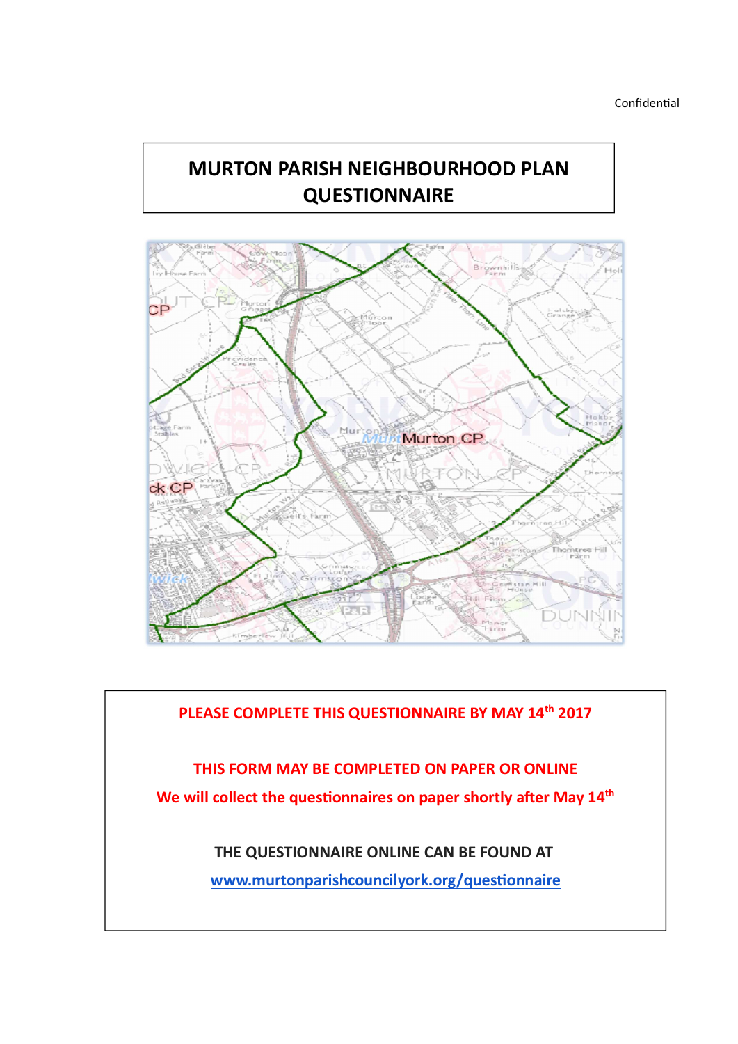Confidential

# MURTON PARISH NEIGHBOURHOOD PLAN QUESTIONNAIRE

**PLEASE COMPLETE THIS QUESTIONNAIRE BY MAY 14th 2017**

**THIS FORM MAY BE COMPLETED ON PAPER OR ONLINE**

**We will collect the questionnaires on paper shortly after May 14th**

**THE QUESTIONNAIRE ONLINE CAN BE FOUND AT**

**www.murtonparishcouncilyork.org/questionnaire**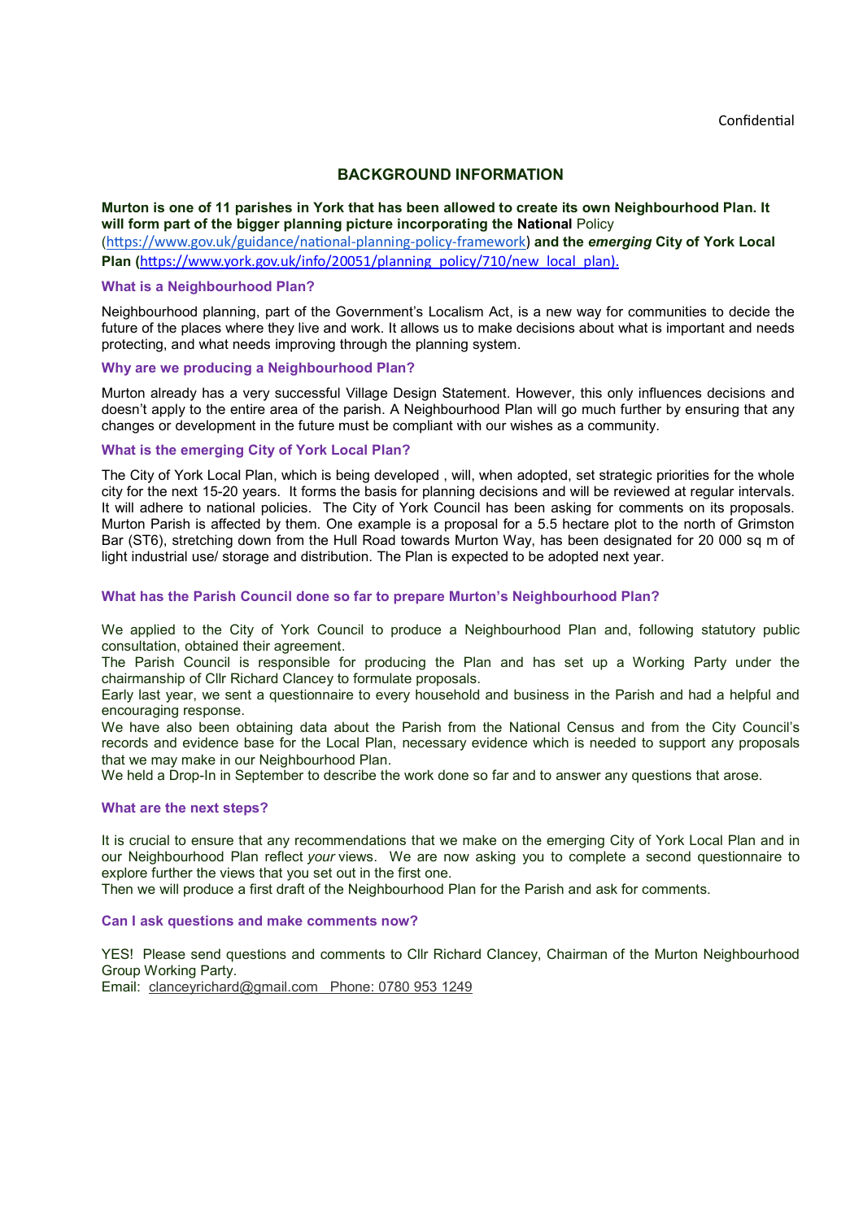Confidential

## BACKGROUND INFORMATION

**Murton is one of 11 parishes in York that has been allowed to create its own Neighbourhood Plan. It will form part of the bigger planning picture incorporating the National** Policy (https://www.gov.uk/guidance/national-planning-policy-framework) **and the *emerging* City of York Local Plan (**https://www.york.gov.uk/info/20051/planning_policy/710/new_local_plan).

### What is a Neighbourhood Plan?

Neighbourhood planning, part of the Government's Localism Act, is a new way for communities to decide the future of the places where they live and work. It allows us to make decisions about what is important and needs protecting, and what needs improving through the planning system.

### Why are we producing a Neighbourhood Plan?

Murton already has a very successful Village Design Statement. However, this only influences decisions and doesn't apply to the entire area of the parish. A Neighbourhood Plan will go much further by ensuring that any changes or development in the future must be compliant with our wishes as a community.

### What is the emerging City of York Local Plan?

The City of York Local Plan, which is being developed , will, when adopted, set strategic priorities for the whole city for the next 15-20 years. It forms the basis for planning decisions and will be reviewed at regular intervals. It will adhere to national policies. The City of York Council has been asking for comments on its proposals. Murton Parish is affected by them. One example is a proposal for a 5.5 hectare plot to the north of Grimston Bar (ST6), stretching down from the Hull Road towards Murton Way, has been designated for 20 000 sq m of light industrial use/ storage and distribution. The Plan is expected to be adopted next year.

### What has the Parish Council done so far to prepare Murton's Neighbourhood Plan?

We applied to the City of York Council to produce a Neighbourhood Plan and, following statutory public consultation, obtained their agreement.
The Parish Council is responsible for producing the Plan and has set up a Working Party under the chairmanship of Cllr Richard Clancey to formulate proposals.
Early last year, we sent a questionnaire to every household and business in the Parish and had a helpful and encouraging response.
We have also been obtaining data about the Parish from the National Census and from the City Council's records and evidence base for the Local Plan, necessary evidence which is needed to support any proposals that we may make in our Neighbourhood Plan.
We held a Drop-In in September to describe the work done so far and to answer any questions that arose.

### What are the next steps?

It is crucial to ensure that any recommendations that we make on the emerging City of York Local Plan and in our Neighbourhood Plan reflect *your* views. We are now asking you to complete a second questionnaire to explore further the views that you set out in the first one.
Then we will produce a first draft of the Neighbourhood Plan for the Parish and ask for comments.

### Can I ask questions and make comments now?

YES! Please send questions and comments to Cllr Richard Clancey, Chairman of the Murton Neighbourhood Group Working Party.
Email: clanceyrichard@gmail.com Phone: 0780 953 1249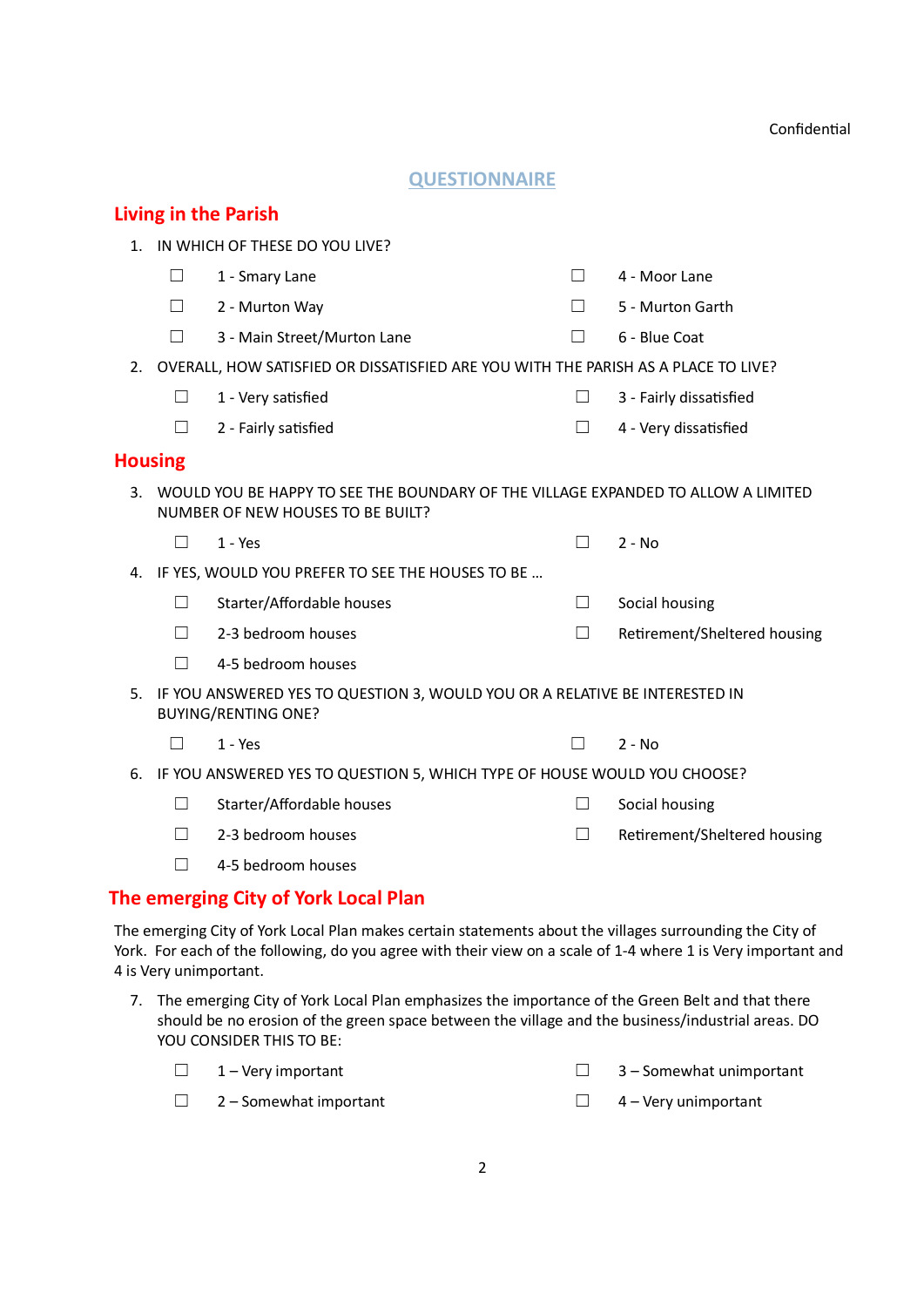Confidential

# QUESTIONNAIRE

## Living in the Parish

1. IN WHICH OF THESE DO YOU LIVE?

   ☐ 1 - Smary Lane
   ☐ 2 - Murton Way
   ☐ 3 - Main Street/Murton Lane
   ☐ 4 - Moor Lane
   ☐ 5 - Murton Garth
   ☐ 6 - Blue Coat

2. OVERALL, HOW SATISFIED OR DISSATISFIED ARE YOU WITH THE PARISH AS A PLACE TO LIVE?

   ☐ 1 - Very satisfied
   ☐ 2 - Fairly satisfied
   ☐ 3 - Fairly dissatisfied
   ☐ 4 - Very dissatisfied

## Housing

3. WOULD YOU BE HAPPY TO SEE THE BOUNDARY OF THE VILLAGE EXPANDED TO ALLOW A LIMITED NUMBER OF NEW HOUSES TO BE BUILT?

   ☐ 1 - Yes
   ☐ 2 - No

4. IF YES, WOULD YOU PREFER TO SEE THE HOUSES TO BE …

   ☐ Starter/Affordable houses
   ☐ 2-3 bedroom houses
   ☐ 4-5 bedroom houses
   ☐ Social housing
   ☐ Retirement/Sheltered housing

5. IF YOU ANSWERED YES TO QUESTION 3, WOULD YOU OR A RELATIVE BE INTERESTED IN BUYING/RENTING ONE?

   ☐ 1 - Yes
   ☐ 2 - No

6. IF YOU ANSWERED YES TO QUESTION 5, WHICH TYPE OF HOUSE WOULD YOU CHOOSE?

   ☐ Starter/Affordable houses
   ☐ 2-3 bedroom houses
   ☐ 4-5 bedroom houses
   ☐ Social housing
   ☐ Retirement/Sheltered housing

## The emerging City of York Local Plan

The emerging City of York Local Plan makes certain statements about the villages surrounding the City of York. For each of the following, do you agree with their view on a scale of 1-4 where 1 is Very important and 4 is Very unimportant.

7. The emerging City of York Local Plan emphasizes the importance of the Green Belt and that there should be no erosion of the green space between the village and the business/industrial areas. DO YOU CONSIDER THIS TO BE:

   ☐ 1 – Very important
   ☐ 2 – Somewhat important
   ☐ 3 – Somewhat unimportant
   ☐ 4 – Very unimportant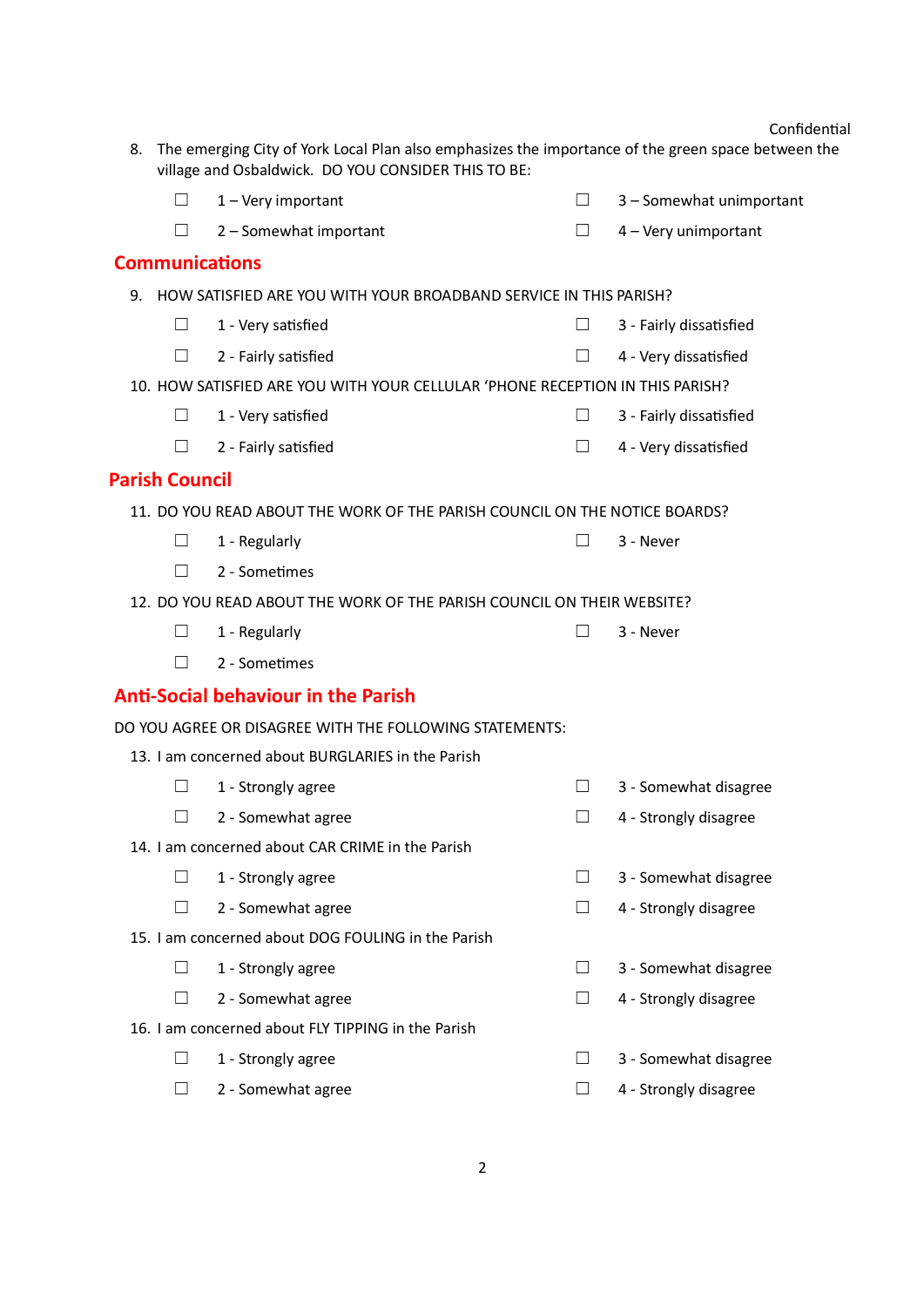Confidential

8. The emerging City of York Local Plan also emphasizes the importance of the green space between the village and Osbaldwick. DO YOU CONSIDER THIS TO BE:

   ☐ 1 – Very important ☐ 3 – Somewhat unimportant
   
   ☐ 2 – Somewhat important ☐ 4 – Very unimportant

## Communications

9. HOW SATISFIED ARE YOU WITH YOUR BROADBAND SERVICE IN THIS PARISH?

   ☐ 1 - Very satisfied ☐ 3 - Fairly dissatisfied
   
   ☐ 2 - Fairly satisfied ☐ 4 - Very dissatisfied

10. HOW SATISFIED ARE YOU WITH YOUR CELLULAR 'PHONE RECEPTION IN THIS PARISH?

    ☐ 1 - Very satisfied ☐ 3 - Fairly dissatisfied
    
    ☐ 2 - Fairly satisfied ☐ 4 - Very dissatisfied

## Parish Council

11. DO YOU READ ABOUT THE WORK OF THE PARISH COUNCIL ON THE NOTICE BOARDS?

    ☐ 1 - Regularly ☐ 3 - Never
    
    ☐ 2 - Sometimes

12. DO YOU READ ABOUT THE WORK OF THE PARISH COUNCIL ON THEIR WEBSITE?

    ☐ 1 - Regularly ☐ 3 - Never
    
    ☐ 2 - Sometimes

## Anti-Social behaviour in the Parish

DO YOU AGREE OR DISAGREE WITH THE FOLLOWING STATEMENTS:

13. I am concerned about BURGLARIES in the Parish

    ☐ 1 - Strongly agree ☐ 3 - Somewhat disagree
    
    ☐ 2 - Somewhat agree ☐ 4 - Strongly disagree

14. I am concerned about CAR CRIME in the Parish

    ☐ 1 - Strongly agree ☐ 3 - Somewhat disagree
    
    ☐ 2 - Somewhat agree ☐ 4 - Strongly disagree

15. I am concerned about DOG FOULING in the Parish

    ☐ 1 - Strongly agree ☐ 3 - Somewhat disagree
    
    ☐ 2 - Somewhat agree ☐ 4 - Strongly disagree

16. I am concerned about FLY TIPPING in the Parish

    ☐ 1 - Strongly agree ☐ 3 - Somewhat disagree
    
    ☐ 2 - Somewhat agree ☐ 4 - Strongly disagree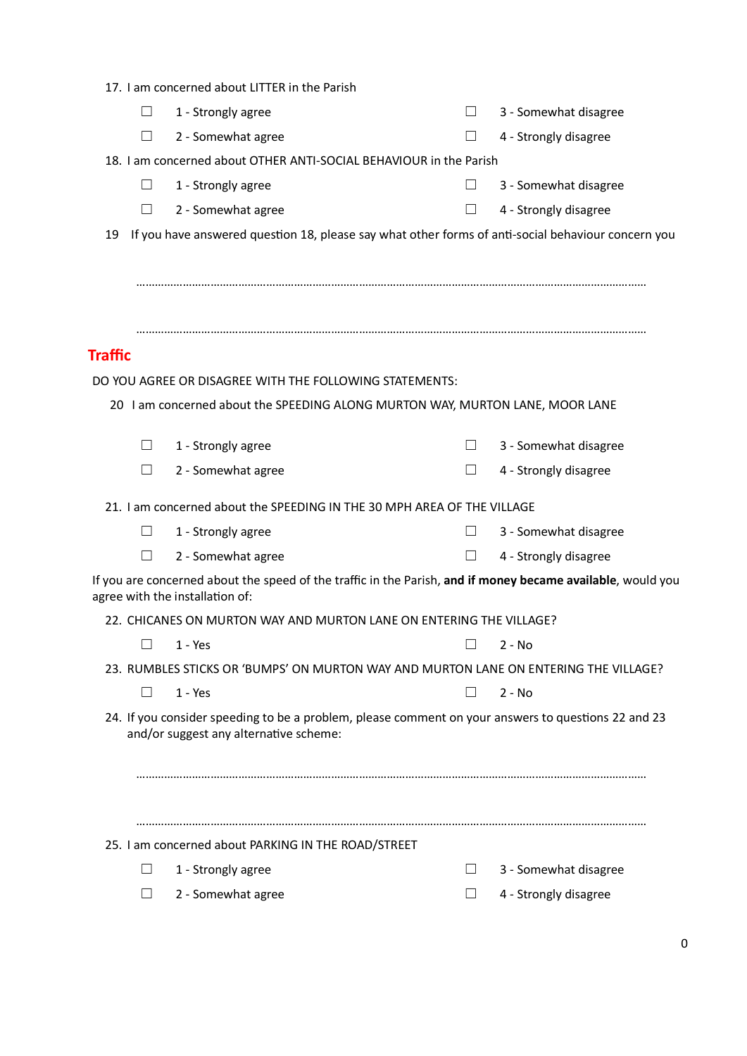17. I am concerned about LITTER in the Parish

☐ 1 - Strongly agree ☐ 3 - Somewhat disagree

☐ 2 - Somewhat agree ☐ 4 - Strongly disagree

18. I am concerned about OTHER ANTI-SOCIAL BEHAVIOUR in the Parish

☐ 1 - Strongly agree ☐ 3 - Somewhat disagree

☐ 2 - Somewhat agree ☐ 4 - Strongly disagree

19 If you have answered question 18, please say what other forms of anti-social behaviour concern you

…………………………………………………………………………………………………………………………………………

…………………………………………………………………………………………………………………………………………

## Traffic

DO YOU AGREE OR DISAGREE WITH THE FOLLOWING STATEMENTS:

20 I am concerned about the SPEEDING ALONG MURTON WAY, MURTON LANE, MOOR LANE

☐ 1 - Strongly agree ☐ 3 - Somewhat disagree

☐ 2 - Somewhat agree ☐ 4 - Strongly disagree

21. I am concerned about the SPEEDING IN THE 30 MPH AREA OF THE VILLAGE

☐ 1 - Strongly agree ☐ 3 - Somewhat disagree

☐ 2 - Somewhat agree ☐ 4 - Strongly disagree

If you are concerned about the speed of the traffic in the Parish, **and if money became available**, would you agree with the installation of:

22. CHICANES ON MURTON WAY AND MURTON LANE ON ENTERING THE VILLAGE?

☐ 1 - Yes ☐ 2 - No

23. RUMBLES STICKS OR 'BUMPS' ON MURTON WAY AND MURTON LANE ON ENTERING THE VILLAGE?

☐ 1 - Yes ☐ 2 - No

24. If you consider speeding to be a problem, please comment on your answers to questions 22 and 23 and/or suggest any alternative scheme:

…………………………………………………………………………………………………………………………………………

…………………………………………………………………………………………………………………………………………

25. I am concerned about PARKING IN THE ROAD/STREET

☐ 1 - Strongly agree ☐ 3 - Somewhat disagree

☐ 2 - Somewhat agree ☐ 4 - Strongly disagree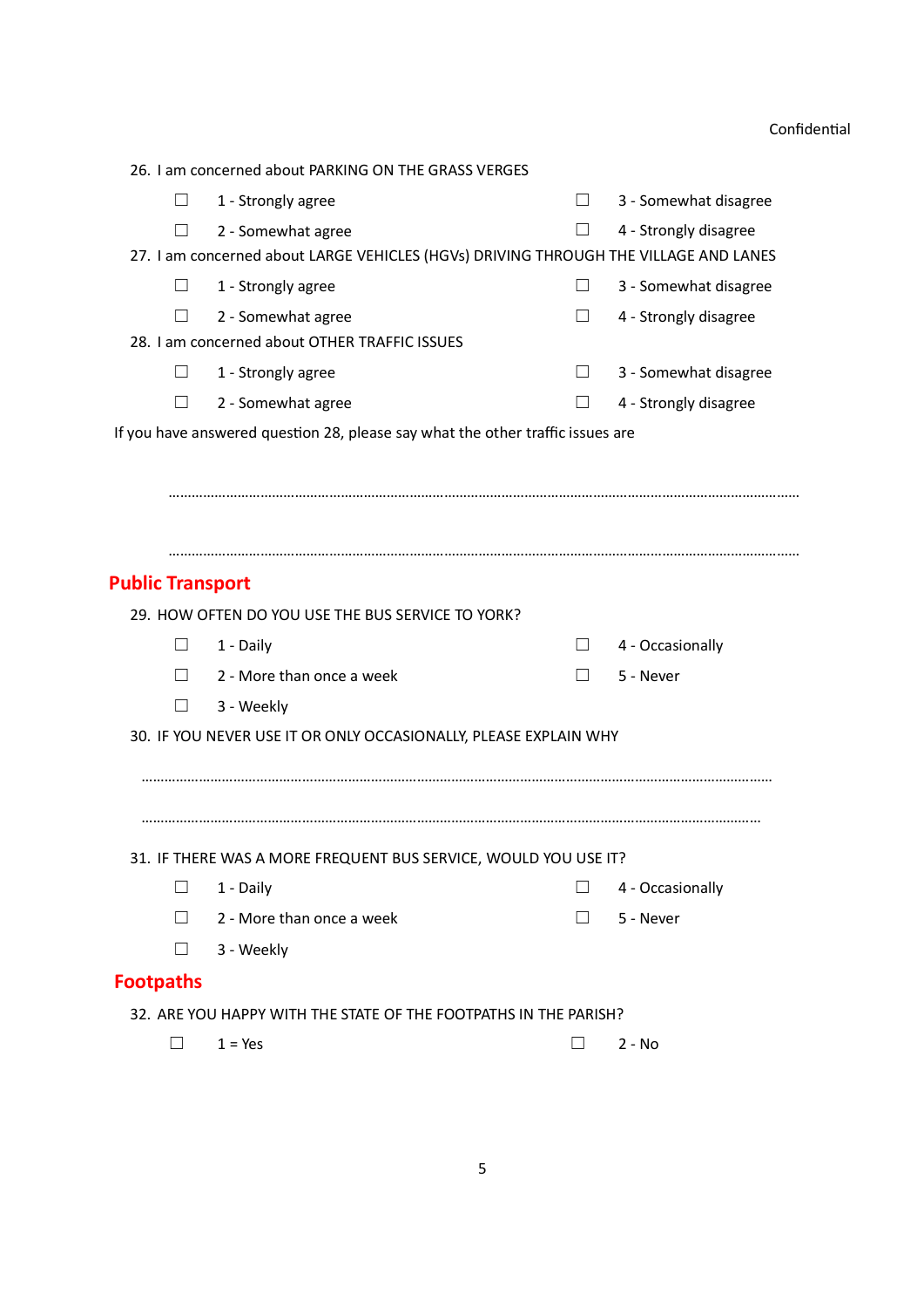Confidential

26. I am concerned about PARKING ON THE GRASS VERGES

☐ 1 - Strongly agree ☐ 3 - Somewhat disagree

☐ 2 - Somewhat agree ☐ 4 - Strongly disagree

27. I am concerned about LARGE VEHICLES (HGVs) DRIVING THROUGH THE VILLAGE AND LANES

☐ 1 - Strongly agree ☐ 3 - Somewhat disagree

☐ 2 - Somewhat agree ☐ 4 - Strongly disagree

28. I am concerned about OTHER TRAFFIC ISSUES

☐ 1 - Strongly agree ☐ 3 - Somewhat disagree

☐ 2 - Somewhat agree ☐ 4 - Strongly disagree

If you have answered question 28, please say what the other traffic issues are

……………………………………………………………………………………………………………………………………

……………………………………………………………………………………………………………………………………

## Public Transport

29. HOW OFTEN DO YOU USE THE BUS SERVICE TO YORK?

☐ 1 - Daily ☐ 4 - Occasionally

☐ 2 - More than once a week ☐ 5 - Never

☐ 3 - Weekly

30. IF YOU NEVER USE IT OR ONLY OCCASIONALLY, PLEASE EXPLAIN WHY

……………………………………………………………………………………………………………………………………

……………………………………………………………………………………………………………………………………

31. IF THERE WAS A MORE FREQUENT BUS SERVICE, WOULD YOU USE IT?

☐ 1 - Daily ☐ 4 - Occasionally

☐ 2 - More than once a week ☐ 5 - Never

☐ 3 - Weekly

## Footpaths

32. ARE YOU HAPPY WITH THE STATE OF THE FOOTPATHS IN THE PARISH?

☐ 1 = Yes ☐ 2 - No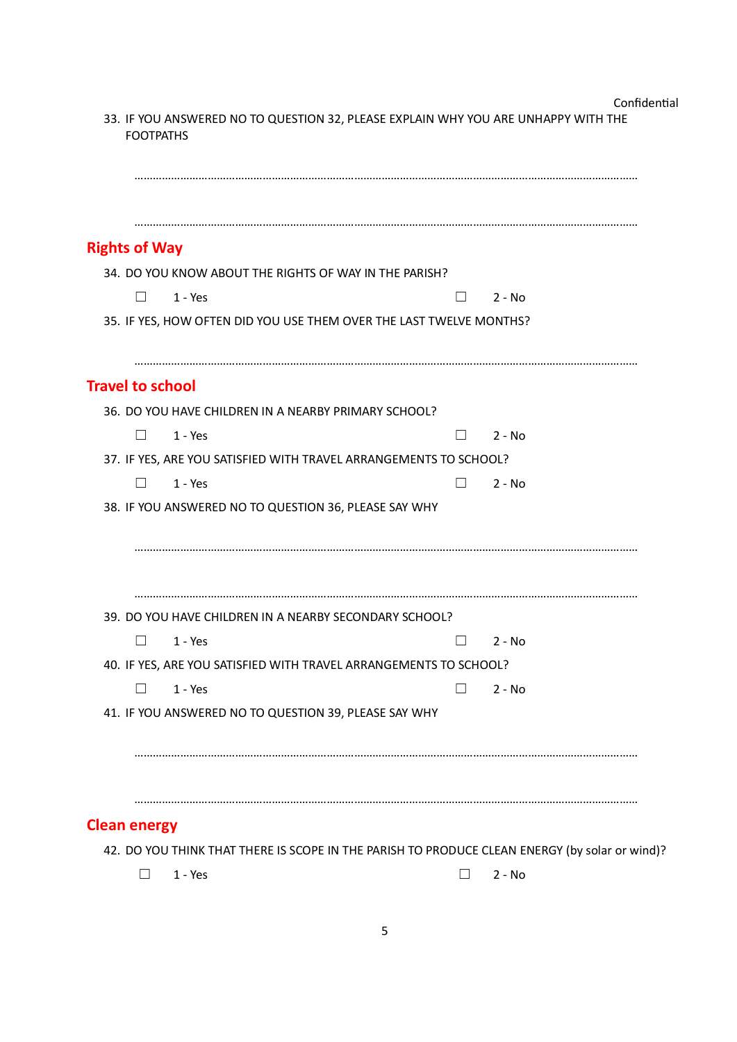33. IF YOU ANSWERED NO TO QUESTION 32, PLEASE EXPLAIN WHY YOU ARE UNHAPPY WITH THE FOOTPATHS

.......................................................................................................................................................................

.......................................................................................................................................................................

## Rights of Way

34. DO YOU KNOW ABOUT THE RIGHTS OF WAY IN THE PARISH?

☐ 1 - Yes ☐ 2 - No

35. IF YES, HOW OFTEN DID YOU USE THEM OVER THE LAST TWELVE MONTHS?

.......................................................................................................................................................................

## Travel to school

36. DO YOU HAVE CHILDREN IN A NEARBY PRIMARY SCHOOL?

☐ 1 - Yes ☐ 2 - No

37. IF YES, ARE YOU SATISFIED WITH TRAVEL ARRANGEMENTS TO SCHOOL?

☐ 1 - Yes ☐ 2 - No

38. IF YOU ANSWERED NO TO QUESTION 36, PLEASE SAY WHY

.......................................................................................................................................................................

.......................................................................................................................................................................

39. DO YOU HAVE CHILDREN IN A NEARBY SECONDARY SCHOOL?

☐ 1 - Yes ☐ 2 - No

40. IF YES, ARE YOU SATISFIED WITH TRAVEL ARRANGEMENTS TO SCHOOL?

☐ 1 - Yes ☐ 2 - No

41. IF YOU ANSWERED NO TO QUESTION 39, PLEASE SAY WHY

.......................................................................................................................................................................

.......................................................................................................................................................................

## Clean energy

42. DO YOU THINK THAT THERE IS SCOPE IN THE PARISH TO PRODUCE CLEAN ENERGY (by solar or wind)?

☐ 1 - Yes ☐ 2 - No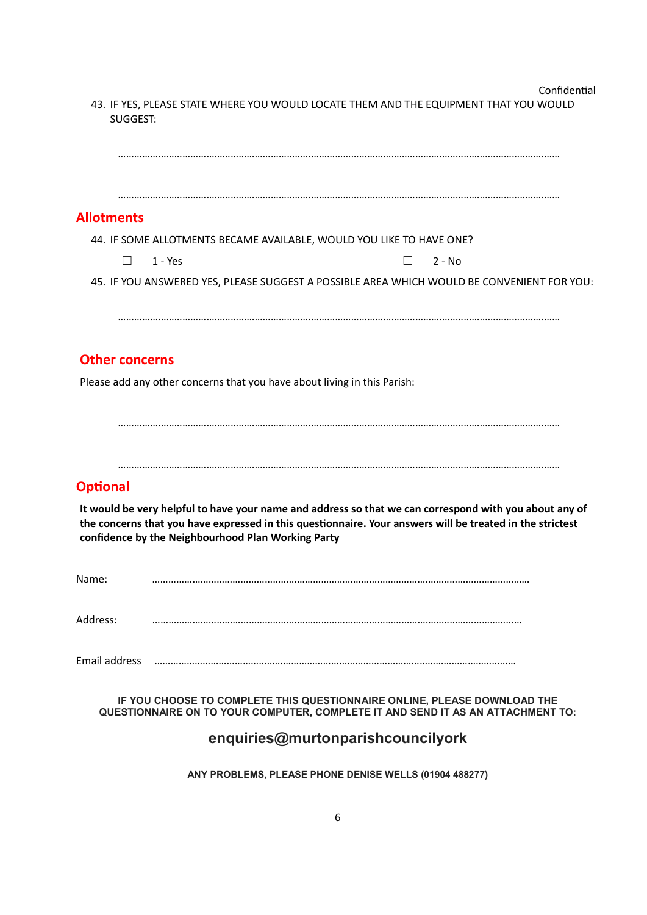43. IF YES, PLEASE STATE WHERE YOU WOULD LOCATE THEM AND THE EQUIPMENT THAT YOU WOULD SUGGEST:

……………………………………………………………………………………………………………………………………………

……………………………………………………………………………………………………………………………………………

## Allotments

44. IF SOME ALLOTMENTS BECAME AVAILABLE, WOULD YOU LIKE TO HAVE ONE?

☐ 1 - Yes ☐ 2 - No

45. IF YOU ANSWERED YES, PLEASE SUGGEST A POSSIBLE AREA WHICH WOULD BE CONVENIENT FOR YOU:

……………………………………………………………………………………………………………………………………………

## Other concerns

Please add any other concerns that you have about living in this Parish:

……………………………………………………………………………………………………………………………………………

……………………………………………………………………………………………………………………………………………

## Optional

**It would be very helpful to have your name and address so that we can correspond with you about any of the concerns that you have expressed in this questionnaire. Your answers will be treated in the strictest confidence by the Neighbourhood Plan Working Party**

Name: ……………………………………………………………………………………………………………………………

Address: ……………………………………………………………………………………………………………………………

Email address ……………………………………………………………………………………………………………………………

**IF YOU CHOOSE TO COMPLETE THIS QUESTIONNAIRE ONLINE, PLEASE DOWNLOAD THE QUESTIONNAIRE ON TO YOUR COMPUTER, COMPLETE IT AND SEND IT AS AN ATTACHMENT TO:**

**enquiries@murtonparishcouncilyork**

**ANY PROBLEMS, PLEASE PHONE DENISE WELLS (01904 488277)**